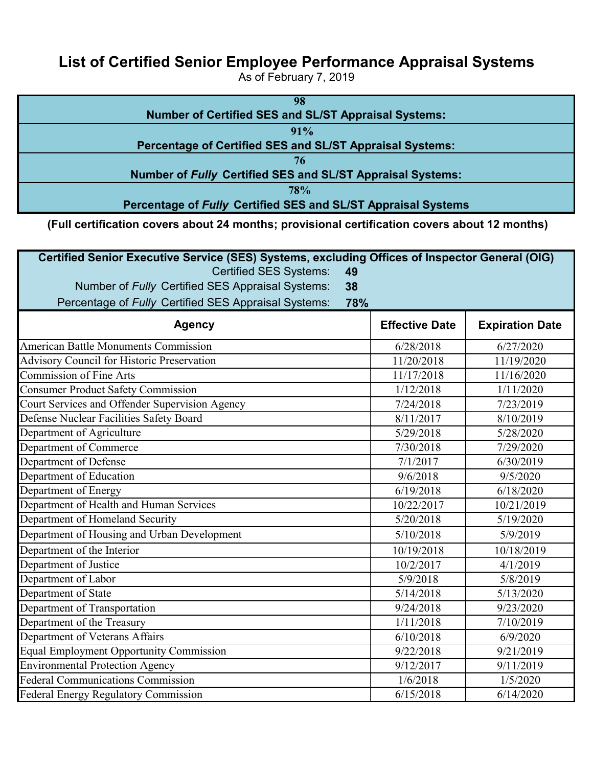# List of Certified Senior Employee Performance Appraisal Systems

As of February 7, 2019

| |
|---|
| 98 |
| **Number of Certified SES and SL/ST Appraisal Systems:** |
| 91% |
| **Percentage of Certified SES and SL/ST Appraisal Systems:** |
| 76 |
| **Number of *Fully* Certified SES and SL/ST Appraisal Systems:** |
| 78% |
| **Percentage of *Fully* Certified SES and SL/ST Appraisal Systems** |

**(Full certification covers about 24 months; provisional certification covers about 12 months)**

**Certified Senior Executive Service (SES) Systems, excluding Offices of Inspector General (OIG)**

Certified SES Systems: **49**

Number of *Fully* Certified SES Appraisal Systems: **38**

Percentage of *Fully* Certified SES Appraisal Systems: **78%**

| Agency | Effective Date | Expiration Date |
|---|---|---|
| American Battle Monuments Commission | 6/28/2018 | 6/27/2020 |
| Advisory Council for Historic Preservation | 11/20/2018 | 11/19/2020 |
| Commission of Fine Arts | 11/17/2018 | 11/16/2020 |
| Consumer Product Safety Commission | 1/12/2018 | 1/11/2020 |
| Court Services and Offender Supervision Agency | 7/24/2018 | 7/23/2019 |
| Defense Nuclear Facilities Safety Board | 8/11/2017 | 8/10/2019 |
| Department of Agriculture | 5/29/2018 | 5/28/2020 |
| Department of Commerce | 7/30/2018 | 7/29/2020 |
| Department of Defense | 7/1/2017 | 6/30/2019 |
| Department of Education | 9/6/2018 | 9/5/2020 |
| Department of Energy | 6/19/2018 | 6/18/2020 |
| Department of Health and Human Services | 10/22/2017 | 10/21/2019 |
| Department of Homeland Security | 5/20/2018 | 5/19/2020 |
| Department of Housing and Urban Development | 5/10/2018 | 5/9/2019 |
| Department of the Interior | 10/19/2018 | 10/18/2019 |
| Department of Justice | 10/2/2017 | 4/1/2019 |
| Department of Labor | 5/9/2018 | 5/8/2019 |
| Department of State | 5/14/2018 | 5/13/2020 |
| Department of Transportation | 9/24/2018 | 9/23/2020 |
| Department of the Treasury | 1/11/2018 | 7/10/2019 |
| Department of Veterans Affairs | 6/10/2018 | 6/9/2020 |
| Equal Employment Opportunity Commission | 9/22/2018 | 9/21/2019 |
| Environmental Protection Agency | 9/12/2017 | 9/11/2019 |
| Federal Communications Commission | 1/6/2018 | 1/5/2020 |
| Federal Energy Regulatory Commission | 6/15/2018 | 6/14/2020 |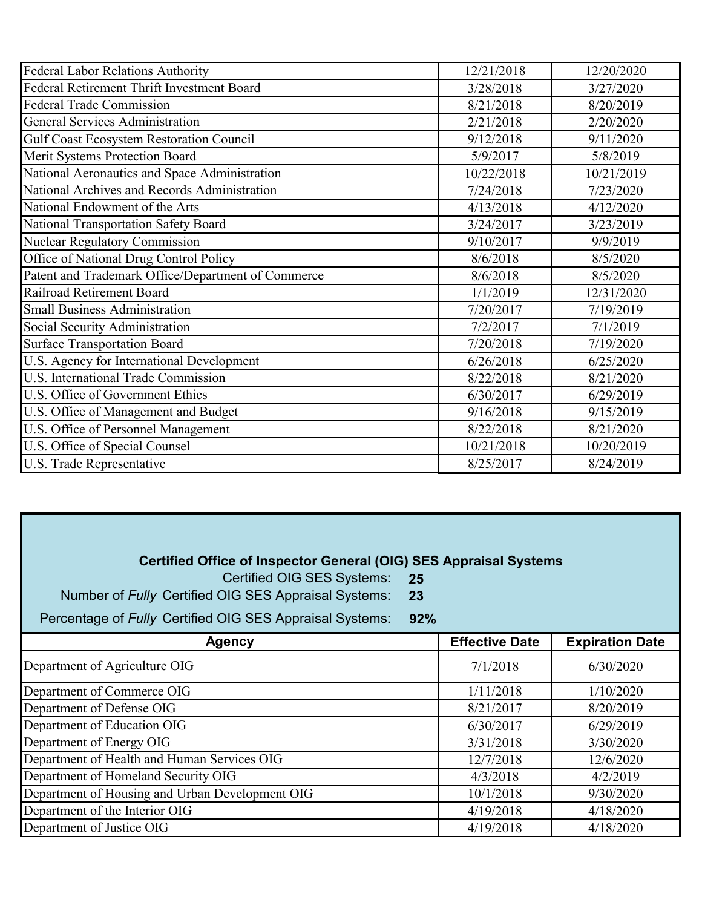| | | |
|---|---|---|
| Federal Labor Relations Authority | 12/21/2018 | 12/20/2020 |
| Federal Retirement Thrift Investment Board | 3/28/2018 | 3/27/2020 |
| Federal Trade Commission | 8/21/2018 | 8/20/2019 |
| General Services Administration | 2/21/2018 | 2/20/2020 |
| Gulf Coast Ecosystem Restoration Council | 9/12/2018 | 9/11/2020 |
| Merit Systems Protection Board | 5/9/2017 | 5/8/2019 |
| National Aeronautics and Space Administration | 10/22/2018 | 10/21/2019 |
| National Archives and Records Administration | 7/24/2018 | 7/23/2020 |
| National Endowment of the Arts | 4/13/2018 | 4/12/2020 |
| National Transportation Safety Board | 3/24/2017 | 3/23/2019 |
| Nuclear Regulatory Commission | 9/10/2017 | 9/9/2019 |
| Office of National Drug Control Policy | 8/6/2018 | 8/5/2020 |
| Patent and Trademark Office/Department of Commerce | 8/6/2018 | 8/5/2020 |
| Railroad Retirement Board | 1/1/2019 | 12/31/2020 |
| Small Business Administration | 7/20/2017 | 7/19/2019 |
| Social Security Administration | 7/2/2017 | 7/1/2019 |
| Surface Transportation Board | 7/20/2018 | 7/19/2020 |
| U.S. Agency for International Development | 6/26/2018 | 6/25/2020 |
| U.S. International Trade Commission | 8/22/2018 | 8/21/2020 |
| U.S. Office of Government Ethics | 6/30/2017 | 6/29/2019 |
| U.S. Office of Management and Budget | 9/16/2018 | 9/15/2019 |
| U.S. Office of Personnel Management | 8/22/2018 | 8/21/2020 |
| U.S. Office of Special Counsel | 10/21/2018 | 10/20/2019 |
| U.S. Trade Representative | 8/25/2017 | 8/24/2019 |

**Certified Office of Inspector General (OIG) SES Appraisal Systems**

Certified OIG SES Systems: **25**

Number of *Fully* Certified OIG SES Appraisal Systems: **23**

Percentage of *Fully* Certified OIG SES Appraisal Systems: **92%**

| Agency | Effective Date | Expiration Date |
|---|---|---|
| Department of Agriculture OIG | 7/1/2018 | 6/30/2020 |
| Department of Commerce OIG | 1/11/2018 | 1/10/2020 |
| Department of Defense OIG | 8/21/2017 | 8/20/2019 |
| Department of Education OIG | 6/30/2017 | 6/29/2019 |
| Department of Energy OIG | 3/31/2018 | 3/30/2020 |
| Department of Health and Human Services OIG | 12/7/2018 | 12/6/2020 |
| Department of Homeland Security OIG | 4/3/2018 | 4/2/2019 |
| Department of Housing and Urban Development OIG | 10/1/2018 | 9/30/2020 |
| Department of the Interior OIG | 4/19/2018 | 4/18/2020 |
| Department of Justice OIG | 4/19/2018 | 4/18/2020 |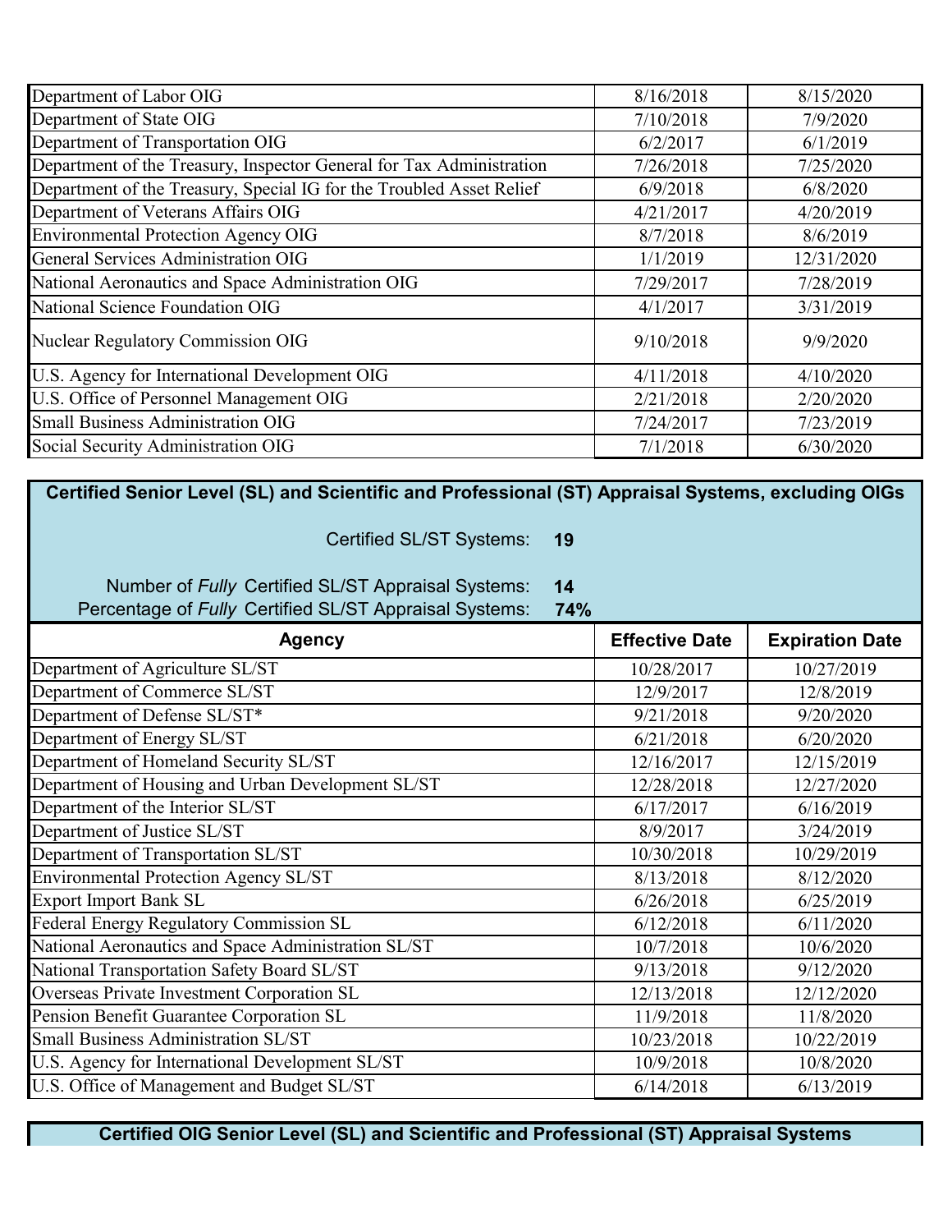| Agency | Effective Date | Expiration Date |
|---|---|---|
| Department of Labor OIG | 8/16/2018 | 8/15/2020 |
| Department of State OIG | 7/10/2018 | 7/9/2020 |
| Department of Transportation OIG | 6/2/2017 | 6/1/2019 |
| Department of the Treasury, Inspector General for Tax Administration | 7/26/2018 | 7/25/2020 |
| Department of the Treasury, Special IG for the Troubled Asset Relief | 6/9/2018 | 6/8/2020 |
| Department of Veterans Affairs OIG | 4/21/2017 | 4/20/2019 |
| Environmental Protection Agency OIG | 8/7/2018 | 8/6/2019 |
| General Services Administration OIG | 1/1/2019 | 12/31/2020 |
| National Aeronautics and Space Administration OIG | 7/29/2017 | 7/28/2019 |
| National Science Foundation OIG | 4/1/2017 | 3/31/2019 |
| Nuclear Regulatory Commission OIG | 9/10/2018 | 9/9/2020 |
| U.S. Agency for International Development OIG | 4/11/2018 | 4/10/2020 |
| U.S. Office of Personnel Management OIG | 2/21/2018 | 2/20/2020 |
| Small Business Administration OIG | 7/24/2017 | 7/23/2019 |
| Social Security Administration OIG | 7/1/2018 | 6/30/2020 |

## Certified Senior Level (SL) and Scientific and Professional (ST) Appraisal Systems, excluding OIGs

Certified SL/ST Systems: **19**

Number of *Fully* Certified SL/ST Appraisal Systems: **14**

Percentage of *Fully* Certified SL/ST Appraisal Systems: **74%**

| Agency | Effective Date | Expiration Date |
|---|---|---|
| Department of Agriculture SL/ST | 10/28/2017 | 10/27/2019 |
| Department of Commerce SL/ST | 12/9/2017 | 12/8/2019 |
| Department of Defense SL/ST* | 9/21/2018 | 9/20/2020 |
| Department of Energy SL/ST | 6/21/2018 | 6/20/2020 |
| Department of Homeland Security SL/ST | 12/16/2017 | 12/15/2019 |
| Department of Housing and Urban Development SL/ST | 12/28/2018 | 12/27/2020 |
| Department of the Interior SL/ST | 6/17/2017 | 6/16/2019 |
| Department of Justice SL/ST | 8/9/2017 | 3/24/2019 |
| Department of Transportation SL/ST | 10/30/2018 | 10/29/2019 |
| Environmental Protection Agency SL/ST | 8/13/2018 | 8/12/2020 |
| Export Import Bank SL | 6/26/2018 | 6/25/2019 |
| Federal Energy Regulatory Commission SL | 6/12/2018 | 6/11/2020 |
| National Aeronautics and Space Administration SL/ST | 10/7/2018 | 10/6/2020 |
| National Transportation Safety Board SL/ST | 9/13/2018 | 9/12/2020 |
| Overseas Private Investment Corporation SL | 12/13/2018 | 12/12/2020 |
| Pension Benefit Guarantee Corporation SL | 11/9/2018 | 11/8/2020 |
| Small Business Administration SL/ST | 10/23/2018 | 10/22/2019 |
| U.S. Agency for International Development SL/ST | 10/9/2018 | 10/8/2020 |
| U.S. Office of Management and Budget SL/ST | 6/14/2018 | 6/13/2019 |

## Certified OIG Senior Level (SL) and Scientific and Professional (ST) Appraisal Systems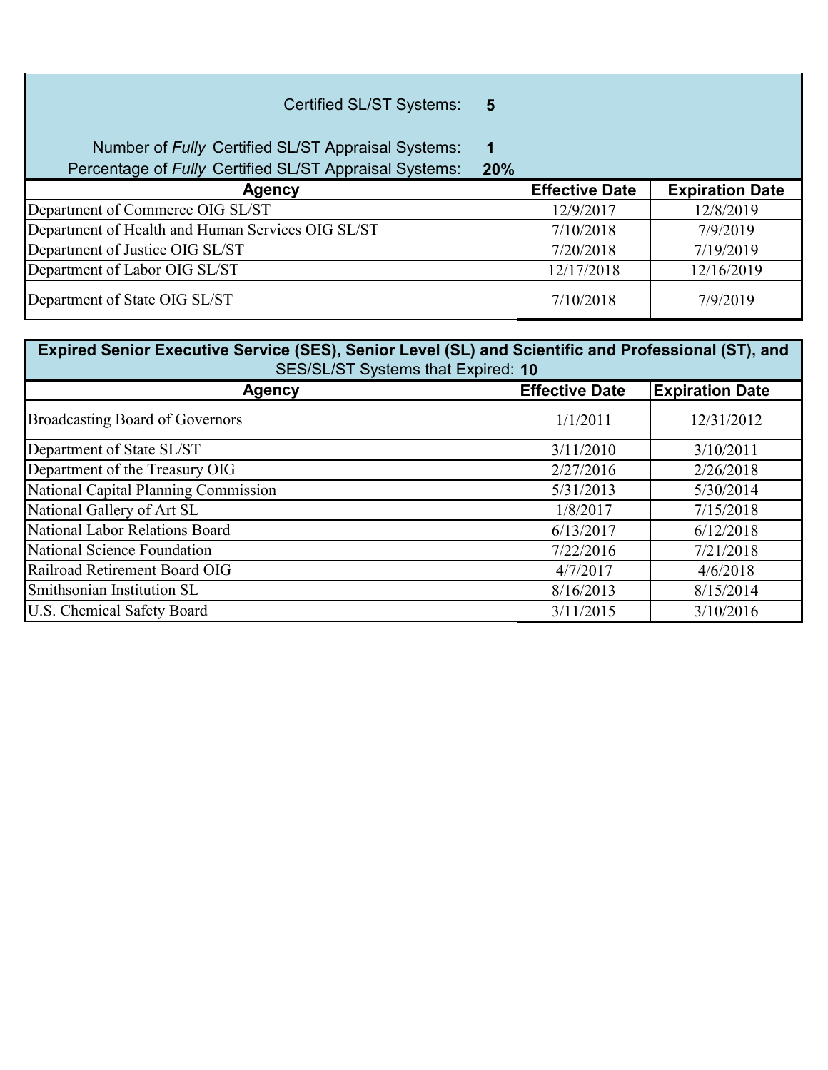Certified SL/ST Systems: **5**

Number of *Fully* Certified SL/ST Appraisal Systems: **1**
Percentage of *Fully* Certified SL/ST Appraisal Systems: **20%**

| Agency | Effective Date | Expiration Date |
|---|---|---|
| Department of Commerce OIG SL/ST | 12/9/2017 | 12/8/2019 |
| Department of Health and Human Services OIG SL/ST | 7/10/2018 | 7/9/2019 |
| Department of Justice OIG SL/ST | 7/20/2018 | 7/19/2019 |
| Department of Labor OIG SL/ST | 12/17/2018 | 12/16/2019 |
| Department of State OIG SL/ST | 7/10/2018 | 7/9/2019 |

**Expired Senior Executive Service (SES), Senior Level (SL) and Scientific and Professional (ST), and**

SES/SL/ST Systems that Expired: **10**

| Agency | Effective Date | Expiration Date |
|---|---|---|
| Broadcasting Board of Governors | 1/1/2011 | 12/31/2012 |
| Department of State SL/ST | 3/11/2010 | 3/10/2011 |
| Department of the Treasury OIG | 2/27/2016 | 2/26/2018 |
| National Capital Planning Commission | 5/31/2013 | 5/30/2014 |
| National Gallery of Art SL | 1/8/2017 | 7/15/2018 |
| National Labor Relations Board | 6/13/2017 | 6/12/2018 |
| National Science Foundation | 7/22/2016 | 7/21/2018 |
| Railroad Retirement Board OIG | 4/7/2017 | 4/6/2018 |
| Smithsonian Institution SL | 8/16/2013 | 8/15/2014 |
| U.S. Chemical Safety Board | 3/11/2015 | 3/10/2016 |